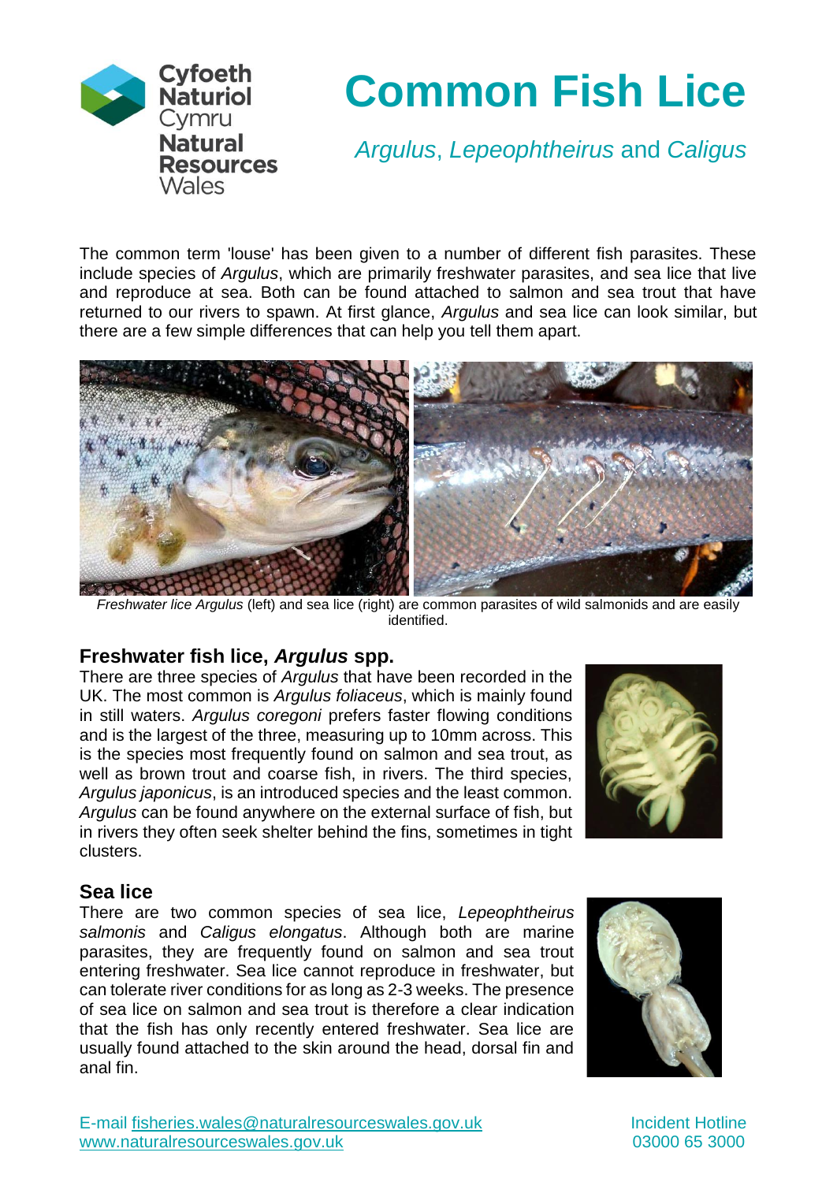# Common Fish Lice

*Argulus*, *Lepeophtheirus* and *Caligus*

The common term 'louse' has been given to a number of different fish parasites. These include species of *Argulus*, which are primarily freshwater parasites, and sea lice that live and reproduce at sea. Both can be found attached to salmon and sea trout that have returned to our rivers to spawn. At first glance, *Argulus* and sea lice can look similar, but there are a few simple differences that can help you tell them apart.

*Freshwater lice Argulus* (left) and sea lice (right) are common parasites of wild salmonids and are easily identified.

## Freshwater fish lice, *Argulus* spp.

There are three species of *Argulus* that have been recorded in the UK. The most common is *Argulus foliaceus*, which is mainly found in still waters. *Argulus coregoni* prefers faster flowing conditions and is the largest of the three, measuring up to 10mm across. This is the species most frequently found on salmon and sea trout, as well as brown trout and coarse fish, in rivers. The third species, *Argulus japonicus*, is an introduced species and the least common. *Argulus* can be found anywhere on the external surface of fish, but in rivers they often seek shelter behind the fins, sometimes in tight clusters.

## Sea lice

There are two common species of sea lice, *Lepeophtheirus salmonis* and *Caligus elongatus*. Although both are marine parasites, they are frequently found on salmon and sea trout entering freshwater. Sea lice cannot reproduce in freshwater, but can tolerate river conditions for as long as 2-3 weeks. The presence of sea lice on salmon and sea trout is therefore a clear indication that the fish has only recently entered freshwater. Sea lice are usually found attached to the skin around the head, dorsal fin and anal fin.

E-mail fisheries.wales@naturalresourceswales.gov.uk
www.naturalresourceswales.gov.uk

Incident Hotline
03000 65 3000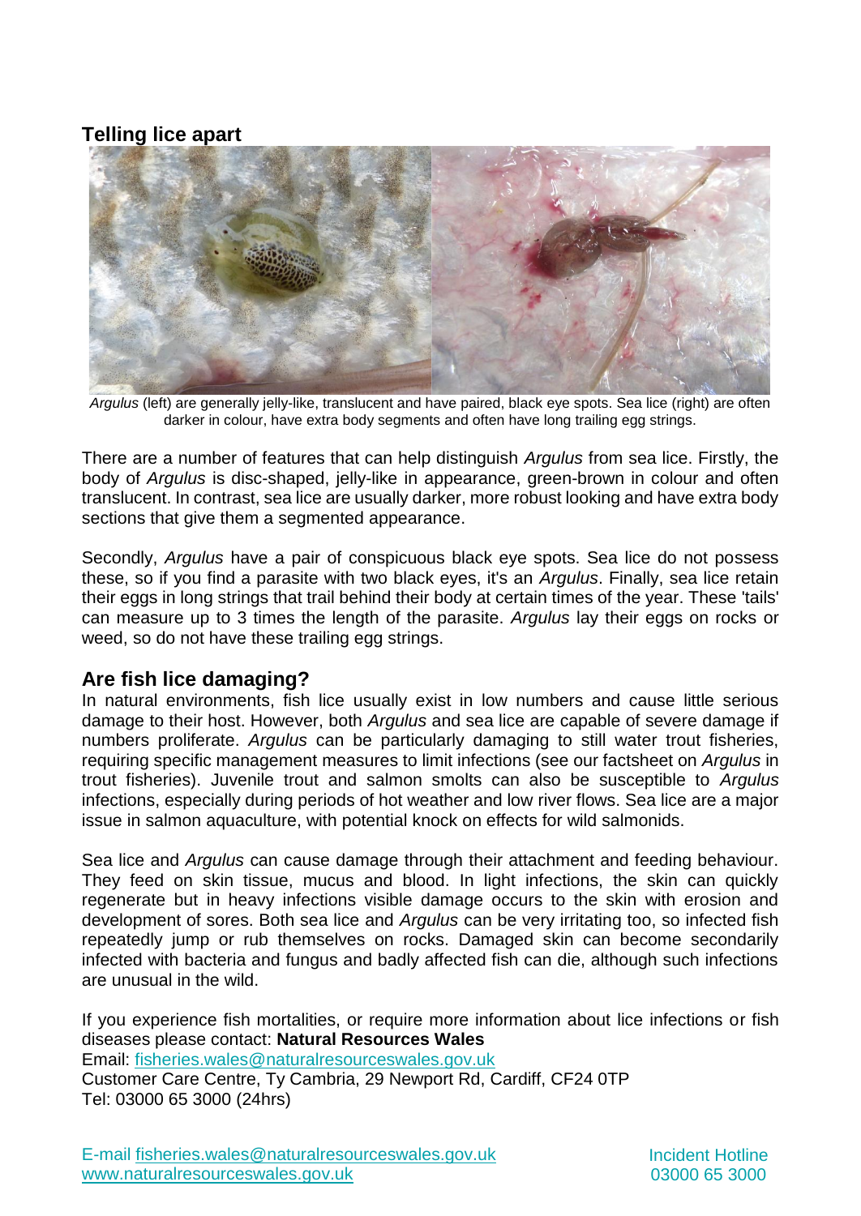## Telling lice apart

*Argulus* (left) are generally jelly-like, translucent and have paired, black eye spots. Sea lice (right) are often darker in colour, have extra body segments and often have long trailing egg strings.

There are a number of features that can help distinguish *Argulus* from sea lice. Firstly, the body of *Argulus* is disc-shaped, jelly-like in appearance, green-brown in colour and often translucent. In contrast, sea lice are usually darker, more robust looking and have extra body sections that give them a segmented appearance.

Secondly, *Argulus* have a pair of conspicuous black eye spots. Sea lice do not possess these, so if you find a parasite with two black eyes, it's an *Argulus*. Finally, sea lice retain their eggs in long strings that trail behind their body at certain times of the year. These 'tails' can measure up to 3 times the length of the parasite. *Argulus* lay their eggs on rocks or weed, so do not have these trailing egg strings.

## Are fish lice damaging?

In natural environments, fish lice usually exist in low numbers and cause little serious damage to their host. However, both *Argulus* and sea lice are capable of severe damage if numbers proliferate. *Argulus* can be particularly damaging to still water trout fisheries, requiring specific management measures to limit infections (see our factsheet on *Argulus* in trout fisheries). Juvenile trout and salmon smolts can also be susceptible to *Argulus* infections, especially during periods of hot weather and low river flows. Sea lice are a major issue in salmon aquaculture, with potential knock on effects for wild salmonids.

Sea lice and *Argulus* can cause damage through their attachment and feeding behaviour. They feed on skin tissue, mucus and blood. In light infections, the skin can quickly regenerate but in heavy infections visible damage occurs to the skin with erosion and development of sores. Both sea lice and *Argulus* can be very irritating too, so infected fish repeatedly jump or rub themselves on rocks. Damaged skin can become secondarily infected with bacteria and fungus and badly affected fish can die, although such infections are unusual in the wild.

If you experience fish mortalities, or require more information about lice infections or fish diseases please contact: **Natural Resources Wales**
Email: fisheries.wales@naturalresourceswales.gov.uk
Customer Care Centre, Ty Cambria, 29 Newport Rd, Cardiff, CF24 0TP
Tel: 03000 65 3000 (24hrs)

E-mail fisheries.wales@naturalresourceswales.gov.uk
www.naturalresourceswales.gov.uk

Incident Hotline
03000 65 3000